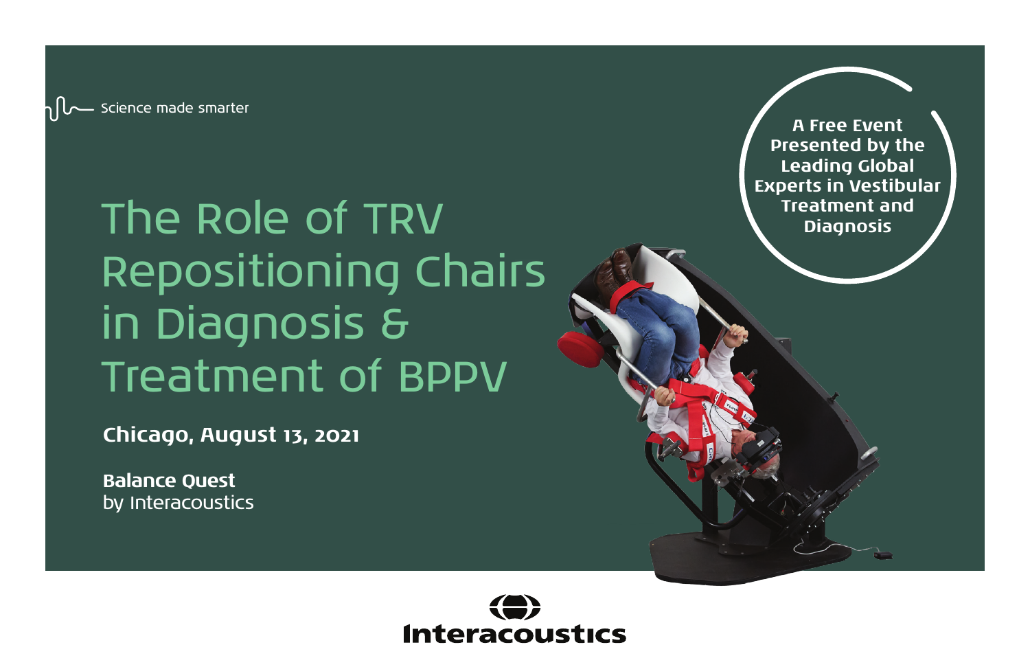Science made smarter

# The Role of TRV Repositioning Chairs in Diagnosis & Treatment of BPPV

**A Free Event Presented by the Leading Global Experts in Vestibular Treatment and Diagnosis**

**Chicago, August 13, 2021**

**Balance Quest**
by Interacoustics

Interacoustics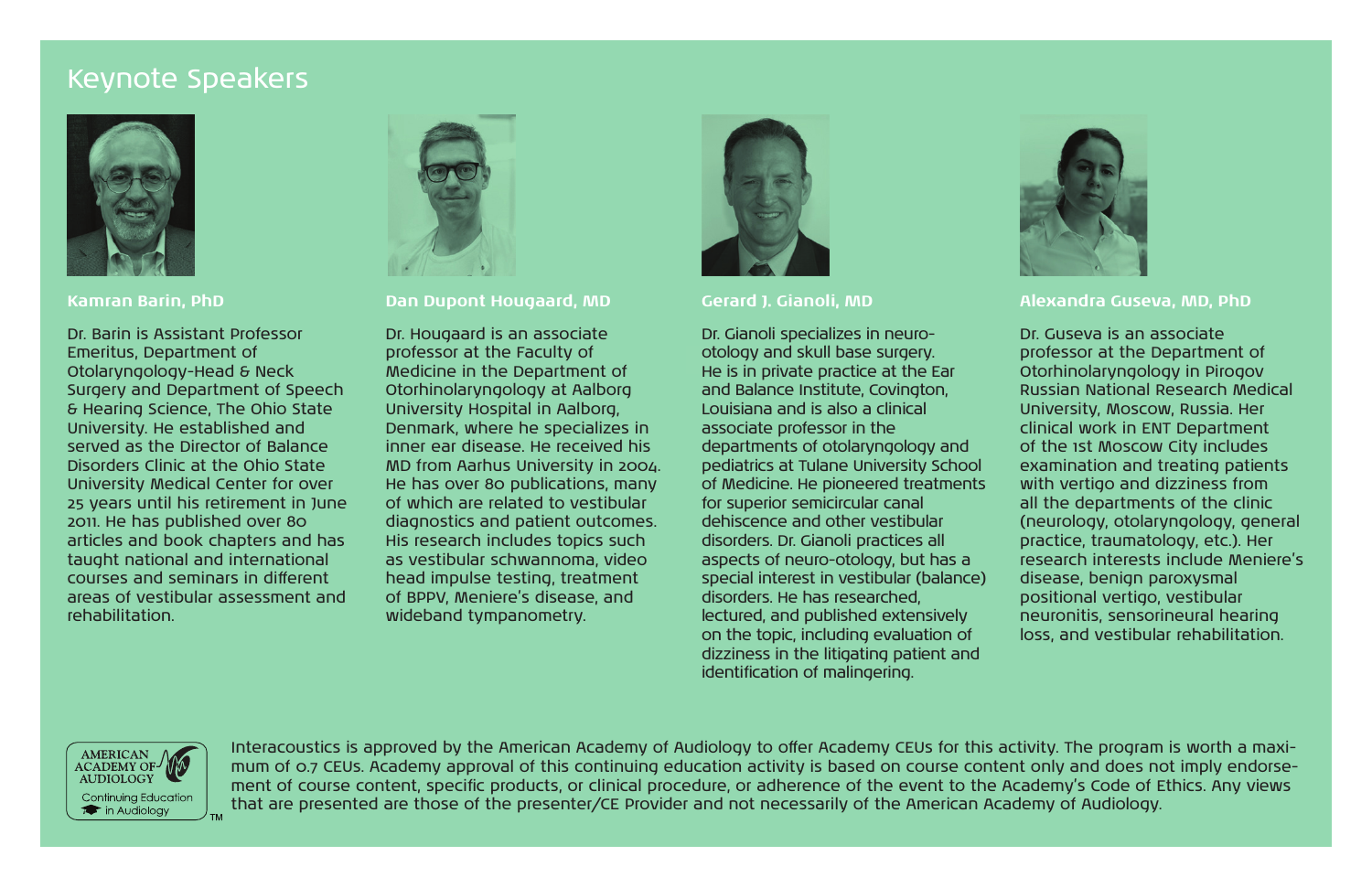# Keynote Speakers

### Kamran Barin, PhD

Dr. Barin is Assistant Professor Emeritus, Department of Otolaryngology-Head & Neck Surgery and Department of Speech & Hearing Science, The Ohio State University. He established and served as the Director of Balance Disorders Clinic at the Ohio State University Medical Center for over 25 years until his retirement in June 2011. He has published over 80 articles and book chapters and has taught national and international courses and seminars in different areas of vestibular assessment and rehabilitation.

### Dan Dupont Hougaard, MD

Dr. Hougaard is an associate professor at the Faculty of Medicine in the Department of Otorhinolaryngology at Aalborg University Hospital in Aalborg, Denmark, where he specializes in inner ear disease. He received his MD from Aarhus University in 2004. He has over 80 publications, many of which are related to vestibular diagnostics and patient outcomes. His research includes topics such as vestibular schwannoma, video head impulse testing, treatment of BPPV, Meniere's disease, and wideband tympanometry.

### Gerard J. Gianoli, MD

Dr. Gianoli specializes in neuro-otology and skull base surgery. He is in private practice at the Ear and Balance Institute, Covington, Louisiana and is also a clinical associate professor in the departments of otolaryngology and pediatrics at Tulane University School of Medicine. He pioneered treatments for superior semicircular canal dehiscence and other vestibular disorders. Dr. Gianoli practices all aspects of neuro-otology, but has a special interest in vestibular (balance) disorders. He has researched, lectured, and published extensively on the topic, including evaluation of dizziness in the litigating patient and identification of malingering.

### Alexandra Guseva, MD, PhD

Dr. Guseva is an associate professor at the Department of Otorhinolaryngology in Pirogov Russian National Research Medical University, Moscow, Russia. Her clinical work in ENT Department of the 1st Moscow City includes examination and treating patients with vertigo and dizziness from all the departments of the clinic (neurology, otolaryngology, general practice, traumatology, etc.). Her research interests include Meniere's disease, benign paroxysmal positional vertigo, vestibular neuronitis, sensorineural hearing loss, and vestibular rehabilitation.

AMERICAN ACADEMY OF AUDIOLOGY
Continuing Education in Audiology

Interacoustics is approved by the American Academy of Audiology to offer Academy CEUs for this activity. The program is worth a maximum of 0.7 CEUs. Academy approval of this continuing education activity is based on course content only and does not imply endorsement of course content, specific products, or clinical procedure, or adherence of the event to the Academy's Code of Ethics. Any views that are presented are those of the presenter/CE Provider and not necessarily of the American Academy of Audiology.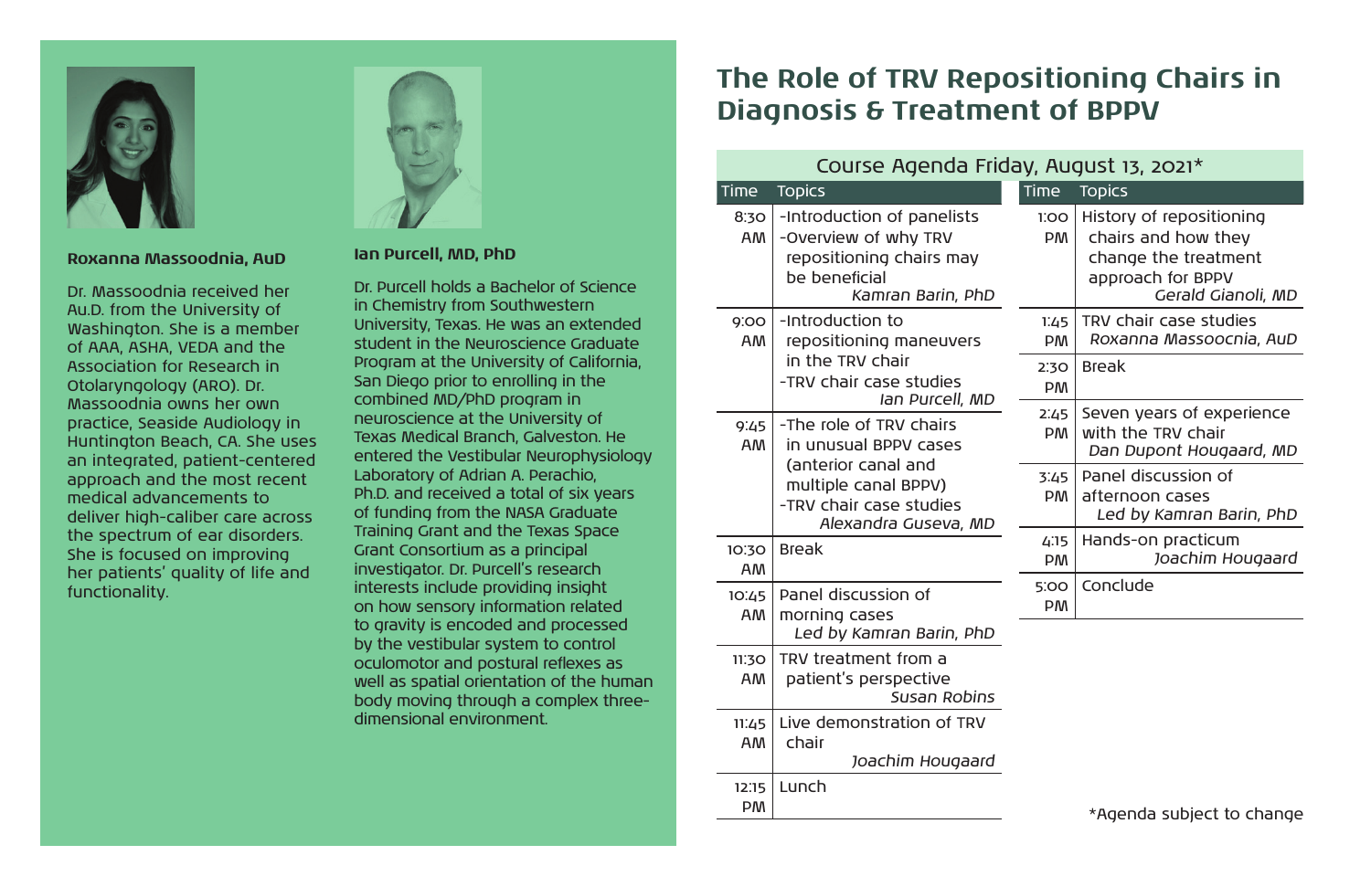**Roxanna Massoodnia, AuD**

Dr. Massoodnia received her Au.D. from the University of Washington. She is a member of AAA, ASHA, VEDA and the Association for Research in Otolaryngology (ARO). Dr. Massoodnia owns her own practice, Seaside Audiology in Huntington Beach, CA. She uses an integrated, patient-centered approach and the most recent medical advancements to deliver high-caliber care across the spectrum of ear disorders. She is focused on improving her patients' quality of life and functionality.

**Ian Purcell, MD, PhD**

Dr. Purcell holds a Bachelor of Science in Chemistry from Southwestern University, Texas. He was an extended student in the Neuroscience Graduate Program at the University of California, San Diego prior to enrolling in the combined MD/PhD program in neuroscience at the University of Texas Medical Branch, Galveston. He entered the Vestibular Neurophysiology Laboratory of Adrian A. Perachio, Ph.D. and received a total of six years of funding from the NASA Graduate Training Grant and the Texas Space Grant Consortium as a principal investigator. Dr. Purcell's research interests include providing insight on how sensory information related to gravity is encoded and processed by the vestibular system to control oculomotor and postural reflexes as well as spatial orientation of the human body moving through a complex three-dimensional environment.

# The Role of TRV Repositioning Chairs in Diagnosis & Treatment of BPPV

## Course Agenda Friday, August 13, 2021*

| Time | Topics |
| --- | --- |
| 8:30 AM | -Introduction of panelists<br>-Overview of why TRV repositioning chairs may be beneficial<br>*Kamran Barin, PhD* |
| 9:00 AM | -Introduction to repositioning maneuvers in the TRV chair<br>-TRV chair case studies<br>*Ian Purcell, MD* |
| 9:45 AM | -The role of TRV chairs in unusual BPPV cases (anterior canal and multiple canal BPPV)<br>-TRV chair case studies<br>*Alexandra Guseva, MD* |
| 10:30 AM | Break |
| 10:45 AM | Panel discussion of morning cases<br>*Led by Kamran Barin, PhD* |
| 11:30 AM | TRV treatment from a patient's perspective<br>*Susan Robins* |
| 11:45 AM | Live demonstration of TRV chair<br>*Joachim Hougaard* |
| 12:15 PM | Lunch |
| 1:00 PM | History of repositioning chairs and how they change the treatment approach for BPPV<br>*Gerald Gianoli, MD* |
| 1:45 PM | TRV chair case studies<br>*Roxanna Massoocnia, AuD* |
| 2:30 PM | Break |
| 2:45 PM | Seven years of experience with the TRV chair<br>*Dan Dupont Hougaard, MD* |
| 3:45 PM | Panel discussion of afternoon cases<br>*Led by Kamran Barin, PhD* |
| 4:15 PM | Hands-on practicum<br>*Joachim Hougaard* |
| 5:00 PM | Conclude |

*Agenda subject to change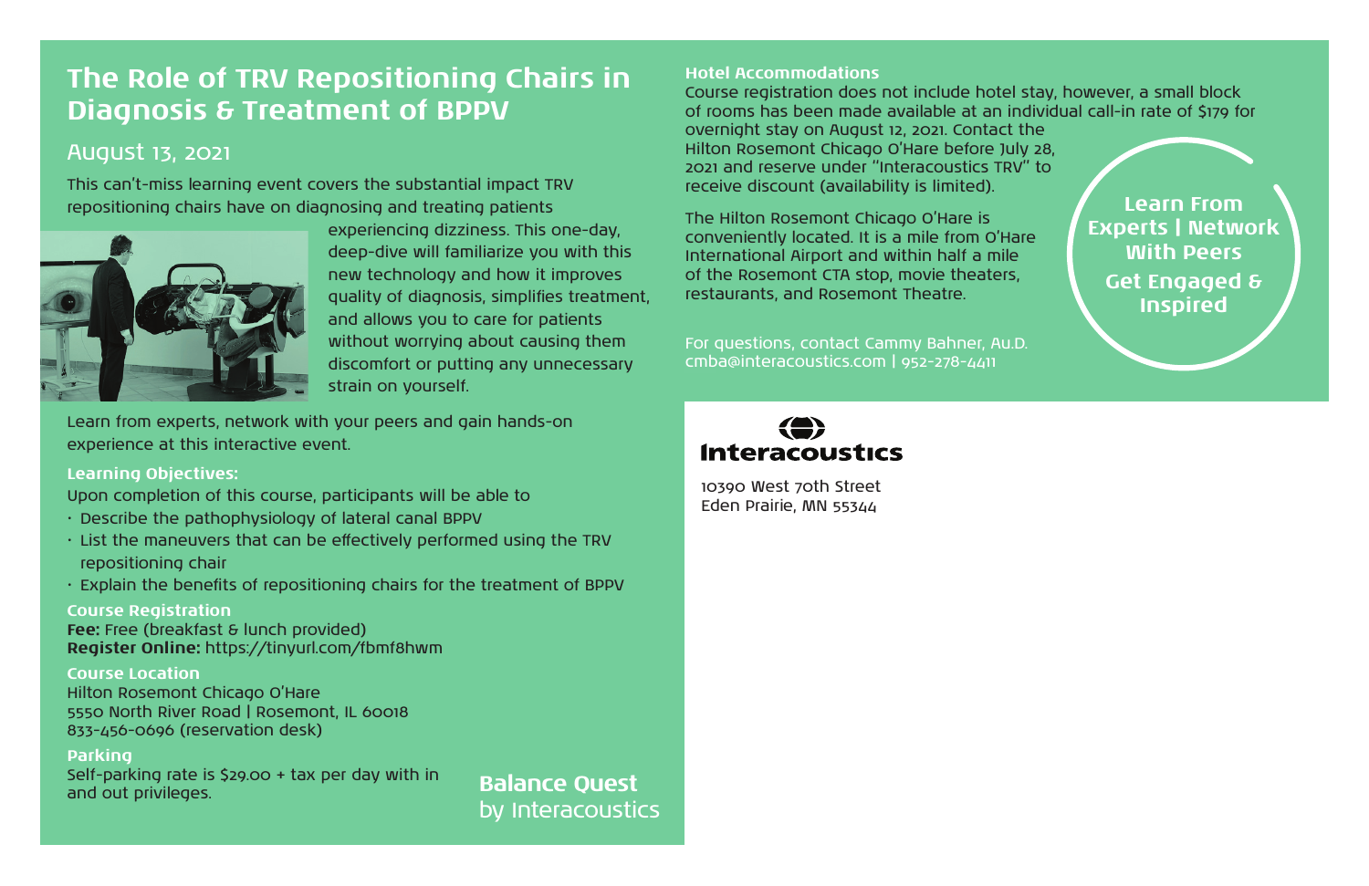# The Role of TRV Repositioning Chairs in Diagnosis & Treatment of BPPV

## August 13, 2021

This can't-miss learning event covers the substantial impact TRV repositioning chairs have on diagnosing and treating patients experiencing dizziness. This one-day, deep-dive will familiarize you with this new technology and how it improves quality of diagnosis, simplifies treatment, and allows you to care for patients without worrying about causing them discomfort or putting any unnecessary strain on yourself.

Learn from experts, network with your peers and gain hands-on experience at this interactive event.

### Learning Objectives:

Upon completion of this course, participants will be able to

- Describe the pathophysiology of lateral canal BPPV
- List the maneuvers that can be effectively performed using the TRV repositioning chair
- Explain the benefits of repositioning chairs for the treatment of BPPV

### Course Registration

**Fee:** Free (breakfast & lunch provided)
**Register Online:** https://tinyurl.com/fbmf8hwm

### Course Location

Hilton Rosemont Chicago O'Hare
5550 North River Road | Rosemont, IL 60018
833-456-0696 (reservation desk)

### Parking

Self-parking rate is $29.00 + tax per day with in and out privileges.

**Balance Quest**
by Interacoustics

### Hotel Accommodations

Course registration does not include hotel stay, however, a small block of rooms has been made available at an individual call-in rate of $179 for overnight stay on August 12, 2021. Contact the Hilton Rosemont Chicago O'Hare before July 28, 2021 and reserve under "Interacoustics TRV" to receive discount (availability is limited).

The Hilton Rosemont Chicago O'Hare is conveniently located. It is a mile from O'Hare International Airport and within half a mile of the Rosemont CTA stop, movie theaters, restaurants, and Rosemont Theatre.

For questions, contact Cammy Bahner, Au.D.
cmba@interacoustics.com | 952-278-4411

**Learn From Experts | Network With Peers**
**Get Engaged & Inspired**

**Interacoustics**

10390 West 70th Street
Eden Prairie, MN 55344